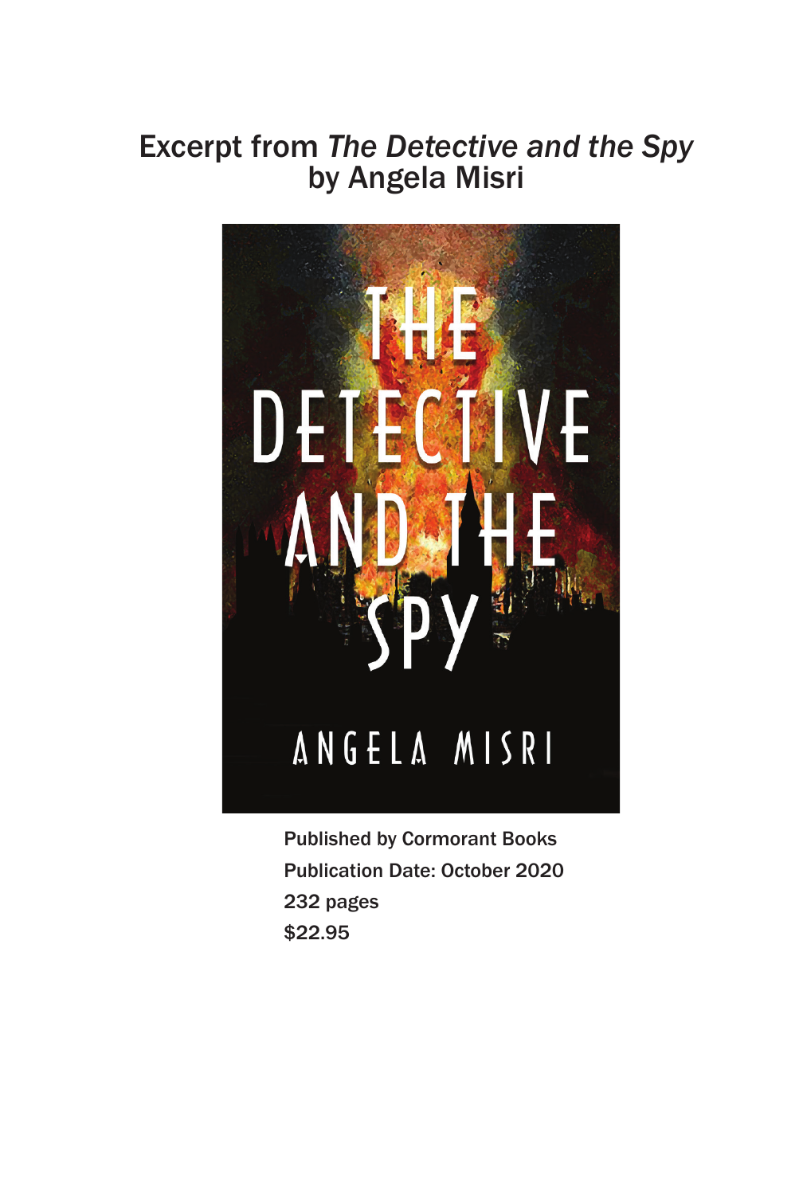# Excerpt from *The Detective and the Spy* by Angela Misri

Published by Cormorant Books

Publication Date: October 2020

232 pages

$22.95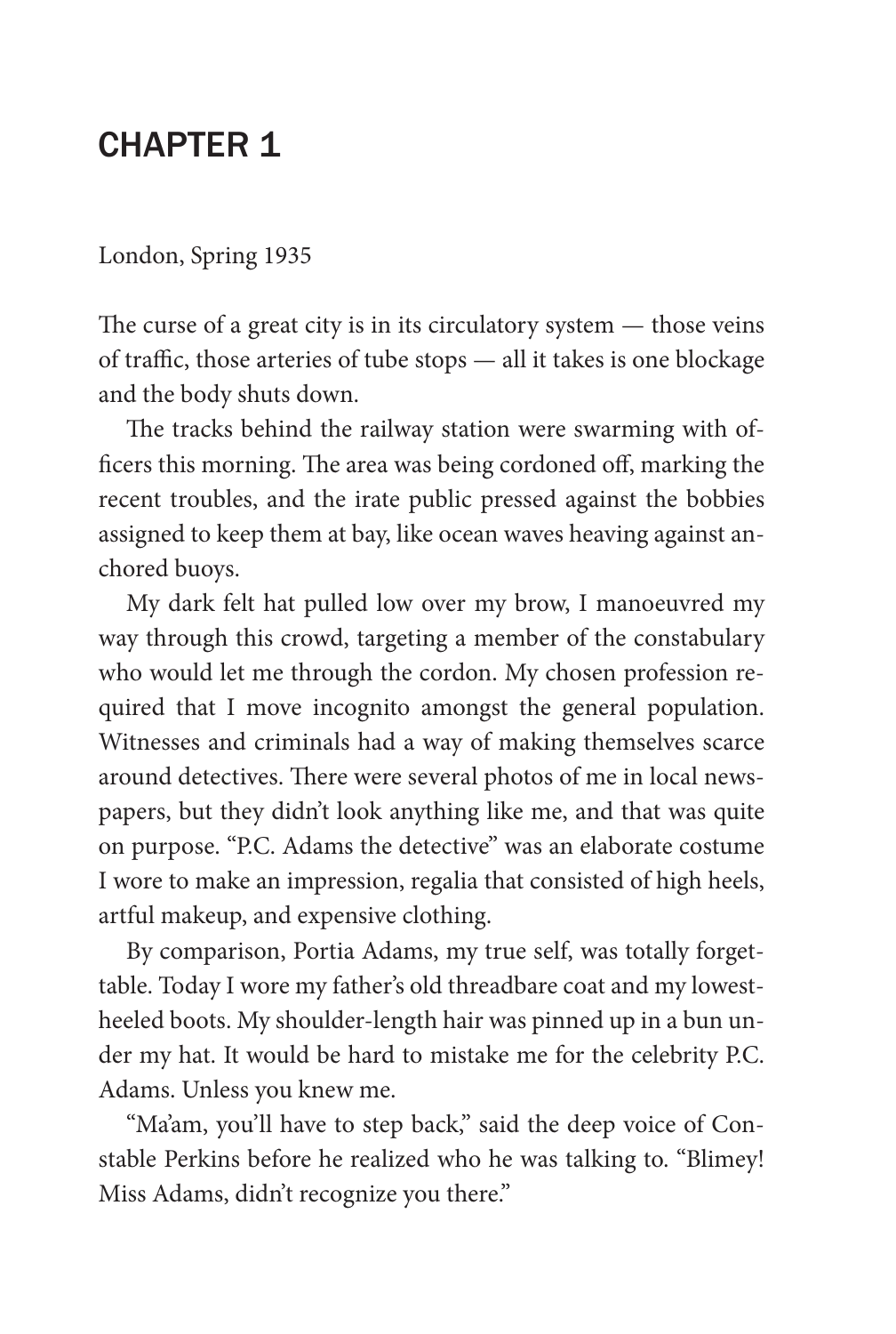# CHAPTER 1

London, Spring 1935

The curse of a great city is in its circulatory system — those veins of traffic, those arteries of tube stops — all it takes is one blockage and the body shuts down.

The tracks behind the railway station were swarming with officers this morning. The area was being cordoned off, marking the recent troubles, and the irate public pressed against the bobbies assigned to keep them at bay, like ocean waves heaving against anchored buoys.

My dark felt hat pulled low over my brow, I manoeuvred my way through this crowd, targeting a member of the constabulary who would let me through the cordon. My chosen profession required that I move incognito amongst the general population. Witnesses and criminals had a way of making themselves scarce around detectives. There were several photos of me in local newspapers, but they didn't look anything like me, and that was quite on purpose. "P.C. Adams the detective" was an elaborate costume I wore to make an impression, regalia that consisted of high heels, artful makeup, and expensive clothing.

By comparison, Portia Adams, my true self, was totally forgettable. Today I wore my father's old threadbare coat and my lowest-heeled boots. My shoulder-length hair was pinned up in a bun under my hat. It would be hard to mistake me for the celebrity P.C. Adams. Unless you knew me.

"Ma'am, you'll have to step back," said the deep voice of Constable Perkins before he realized who he was talking to. "Blimey! Miss Adams, didn't recognize you there."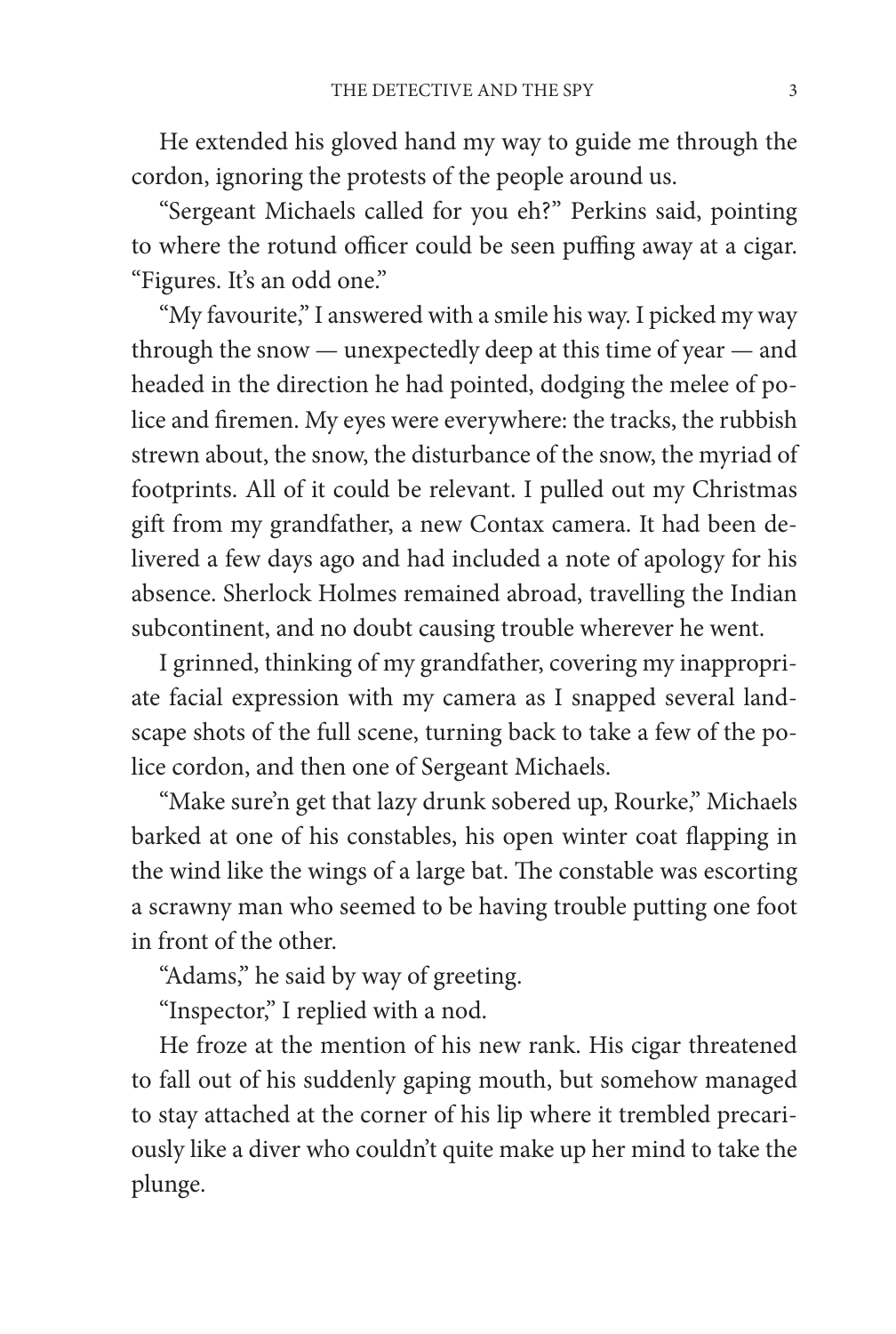He extended his gloved hand my way to guide me through the cordon, ignoring the protests of the people around us.

"Sergeant Michaels called for you eh?" Perkins said, pointing to where the rotund officer could be seen puffing away at a cigar. "Figures. It's an odd one."

"My favourite," I answered with a smile his way. I picked my way through the snow — unexpectedly deep at this time of year — and headed in the direction he had pointed, dodging the melee of police and firemen. My eyes were everywhere: the tracks, the rubbish strewn about, the snow, the disturbance of the snow, the myriad of footprints. All of it could be relevant. I pulled out my Christmas gift from my grandfather, a new Contax camera. It had been delivered a few days ago and had included a note of apology for his absence. Sherlock Holmes remained abroad, travelling the Indian subcontinent, and no doubt causing trouble wherever he went.

I grinned, thinking of my grandfather, covering my inappropriate facial expression with my camera as I snapped several landscape shots of the full scene, turning back to take a few of the police cordon, and then one of Sergeant Michaels.

"Make sure'n get that lazy drunk sobered up, Rourke," Michaels barked at one of his constables, his open winter coat flapping in the wind like the wings of a large bat. The constable was escorting a scrawny man who seemed to be having trouble putting one foot in front of the other.

"Adams," he said by way of greeting.

"Inspector," I replied with a nod.

He froze at the mention of his new rank. His cigar threatened to fall out of his suddenly gaping mouth, but somehow managed to stay attached at the corner of his lip where it trembled precariously like a diver who couldn't quite make up her mind to take the plunge.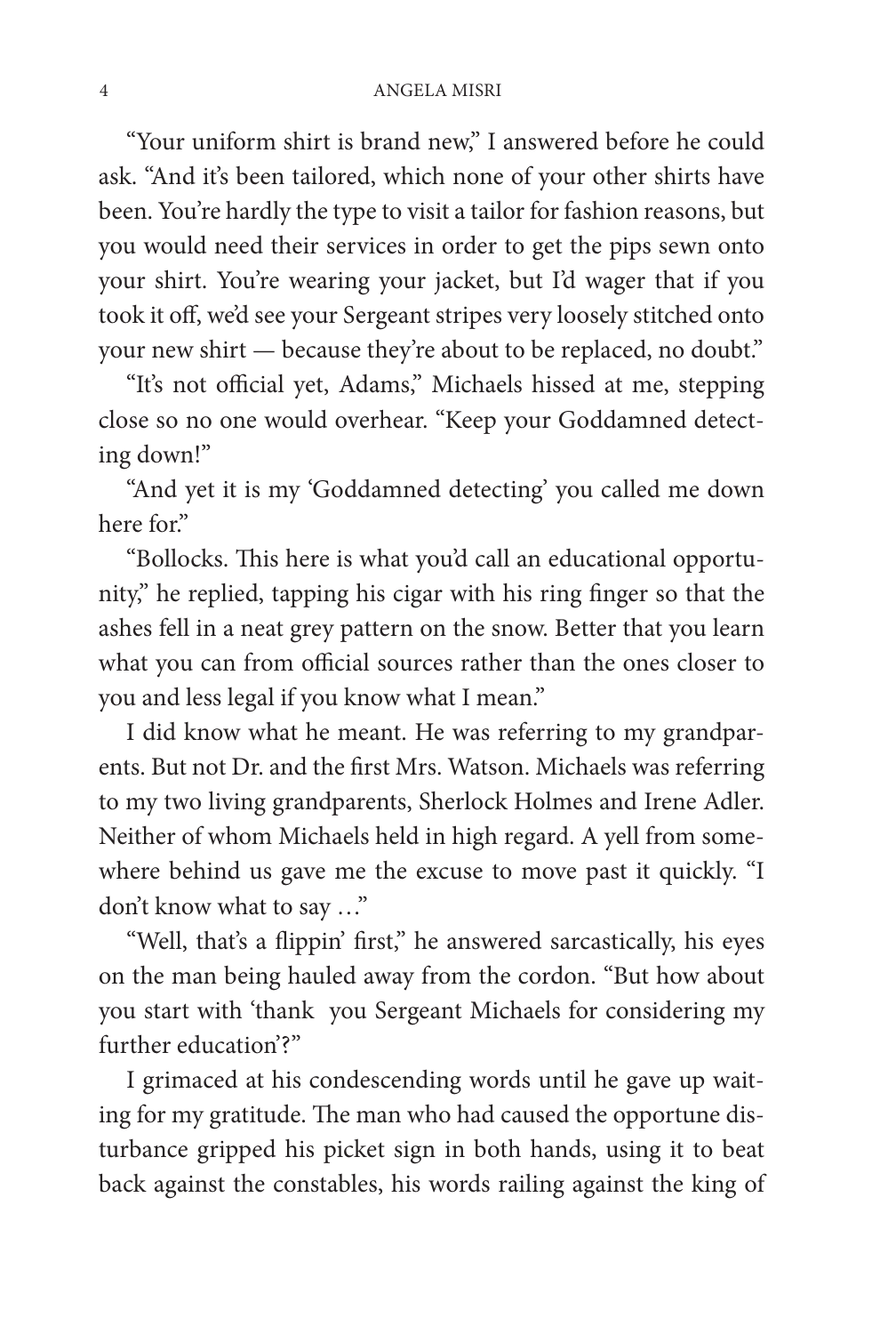"Your uniform shirt is brand new," I answered before he could ask. "And it's been tailored, which none of your other shirts have been. You're hardly the type to visit a tailor for fashion reasons, but you would need their services in order to get the pips sewn onto your shirt. You're wearing your jacket, but I'd wager that if you took it off, we'd see your Sergeant stripes very loosely stitched onto your new shirt — because they're about to be replaced, no doubt."

"It's not official yet, Adams," Michaels hissed at me, stepping close so no one would overhear. "Keep your Goddamned detecting down!"

"And yet it is my 'Goddamned detecting' you called me down here for."

"Bollocks. This here is what you'd call an educational opportunity," he replied, tapping his cigar with his ring finger so that the ashes fell in a neat grey pattern on the snow. Better that you learn what you can from official sources rather than the ones closer to you and less legal if you know what I mean."

I did know what he meant. He was referring to my grandparents. But not Dr. and the first Mrs. Watson. Michaels was referring to my two living grandparents, Sherlock Holmes and Irene Adler. Neither of whom Michaels held in high regard. A yell from somewhere behind us gave me the excuse to move past it quickly. "I don't know what to say …"

"Well, that's a flippin' first," he answered sarcastically, his eyes on the man being hauled away from the cordon. "But how about you start with 'thank you Sergeant Michaels for considering my further education'?"

I grimaced at his condescending words until he gave up waiting for my gratitude. The man who had caused the opportune disturbance gripped his picket sign in both hands, using it to beat back against the constables, his words railing against the king of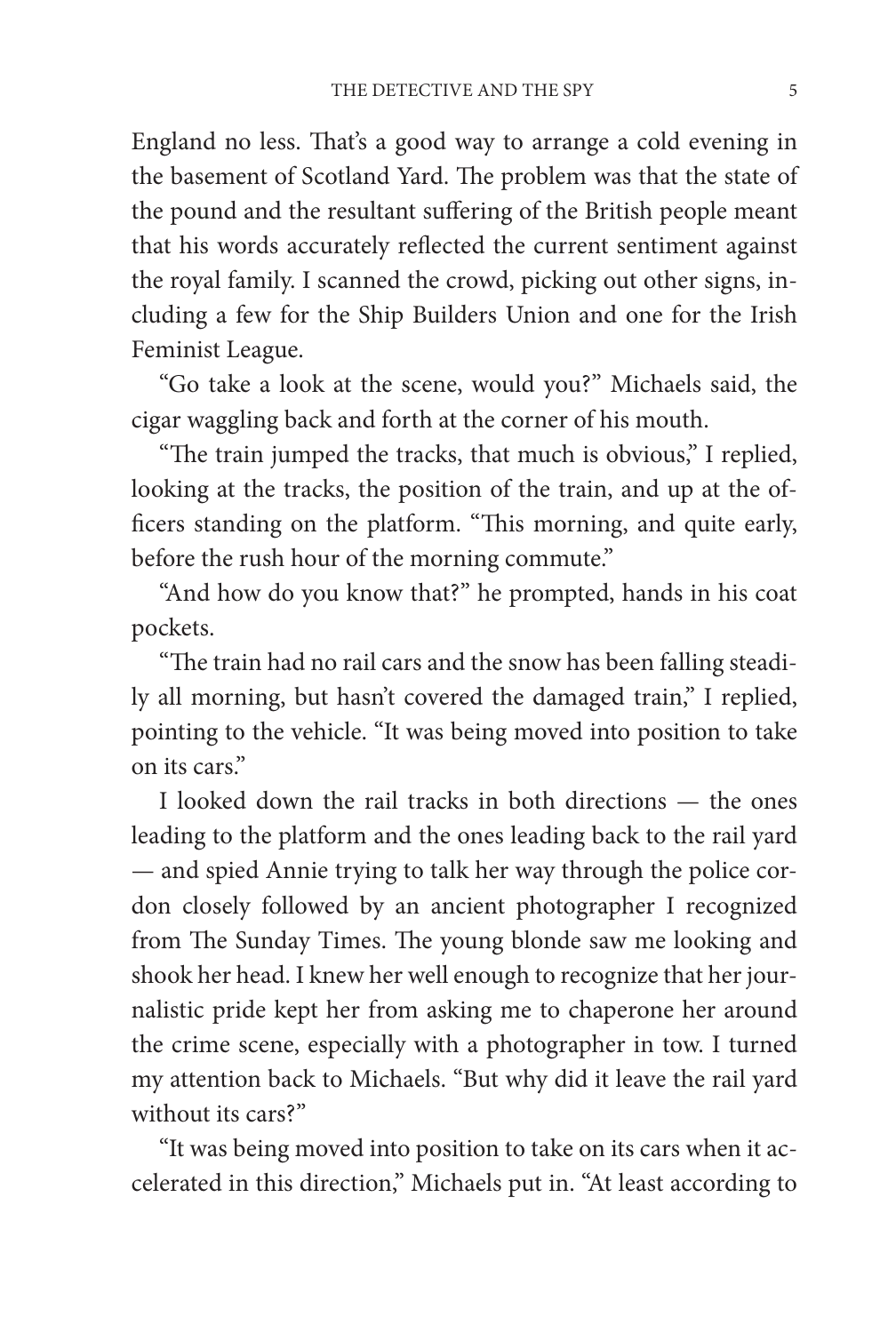England no less. That's a good way to arrange a cold evening in the basement of Scotland Yard. The problem was that the state of the pound and the resultant suffering of the British people meant that his words accurately reflected the current sentiment against the royal family. I scanned the crowd, picking out other signs, including a few for the Ship Builders Union and one for the Irish Feminist League.

"Go take a look at the scene, would you?" Michaels said, the cigar waggling back and forth at the corner of his mouth.

"The train jumped the tracks, that much is obvious," I replied, looking at the tracks, the position of the train, and up at the officers standing on the platform. "This morning, and quite early, before the rush hour of the morning commute."

"And how do you know that?" he prompted, hands in his coat pockets.

"The train had no rail cars and the snow has been falling steadily all morning, but hasn't covered the damaged train," I replied, pointing to the vehicle. "It was being moved into position to take on its cars."

I looked down the rail tracks in both directions — the ones leading to the platform and the ones leading back to the rail yard — and spied Annie trying to talk her way through the police cordon closely followed by an ancient photographer I recognized from The Sunday Times. The young blonde saw me looking and shook her head. I knew her well enough to recognize that her journalistic pride kept her from asking me to chaperone her around the crime scene, especially with a photographer in tow. I turned my attention back to Michaels. "But why did it leave the rail yard without its cars?"

"It was being moved into position to take on its cars when it accelerated in this direction," Michaels put in. "At least according to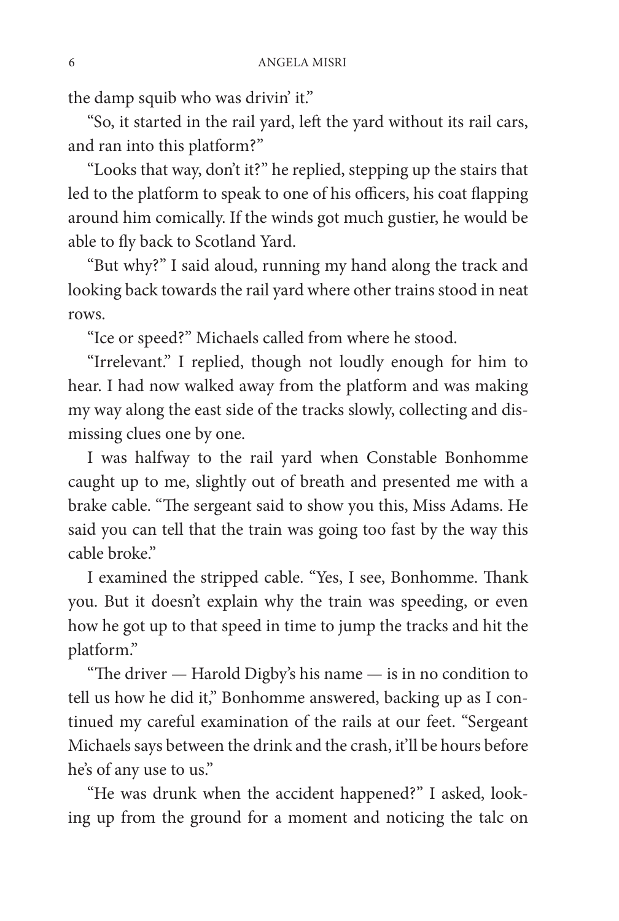the damp squib who was drivin' it."

"So, it started in the rail yard, left the yard without its rail cars, and ran into this platform?"

"Looks that way, don't it?" he replied, stepping up the stairs that led to the platform to speak to one of his officers, his coat flapping around him comically. If the winds got much gustier, he would be able to fly back to Scotland Yard.

"But why?" I said aloud, running my hand along the track and looking back towards the rail yard where other trains stood in neat rows.

"Ice or speed?" Michaels called from where he stood.

"Irrelevant." I replied, though not loudly enough for him to hear. I had now walked away from the platform and was making my way along the east side of the tracks slowly, collecting and dismissing clues one by one.

I was halfway to the rail yard when Constable Bonhomme caught up to me, slightly out of breath and presented me with a brake cable. "The sergeant said to show you this, Miss Adams. He said you can tell that the train was going too fast by the way this cable broke."

I examined the stripped cable. "Yes, I see, Bonhomme. Thank you. But it doesn't explain why the train was speeding, or even how he got up to that speed in time to jump the tracks and hit the platform."

"The driver — Harold Digby's his name — is in no condition to tell us how he did it," Bonhomme answered, backing up as I continued my careful examination of the rails at our feet. "Sergeant Michaels says between the drink and the crash, it'll be hours before he's of any use to us."

"He was drunk when the accident happened?" I asked, looking up from the ground for a moment and noticing the talc on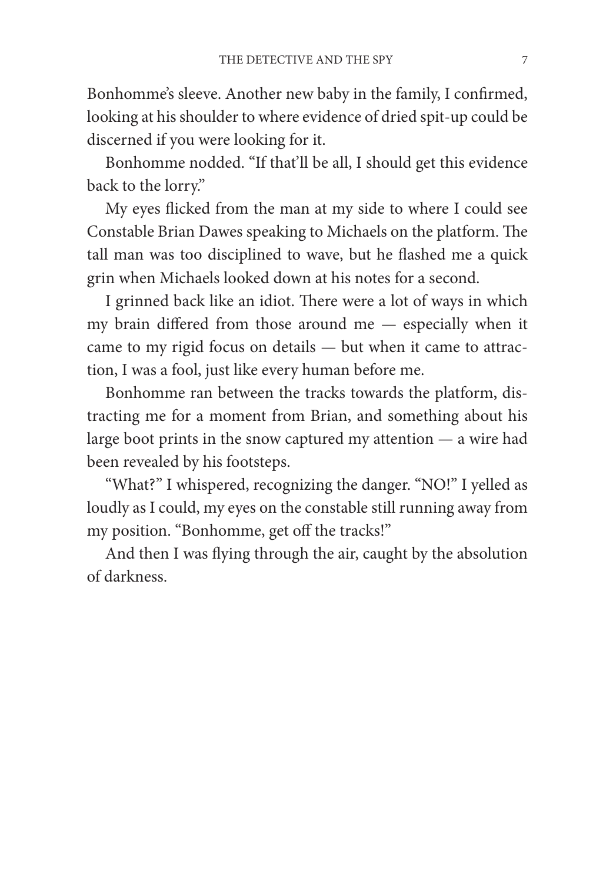Bonhomme's sleeve. Another new baby in the family, I confirmed, looking at his shoulder to where evidence of dried spit-up could be discerned if you were looking for it.

Bonhomme nodded. "If that'll be all, I should get this evidence back to the lorry."

My eyes flicked from the man at my side to where I could see Constable Brian Dawes speaking to Michaels on the platform. The tall man was too disciplined to wave, but he flashed me a quick grin when Michaels looked down at his notes for a second.

I grinned back like an idiot. There were a lot of ways in which my brain differed from those around me — especially when it came to my rigid focus on details — but when it came to attraction, I was a fool, just like every human before me.

Bonhomme ran between the tracks towards the platform, distracting me for a moment from Brian, and something about his large boot prints in the snow captured my attention — a wire had been revealed by his footsteps.

"What?" I whispered, recognizing the danger. "NO!" I yelled as loudly as I could, my eyes on the constable still running away from my position. "Bonhomme, get off the tracks!"

And then I was flying through the air, caught by the absolution of darkness.